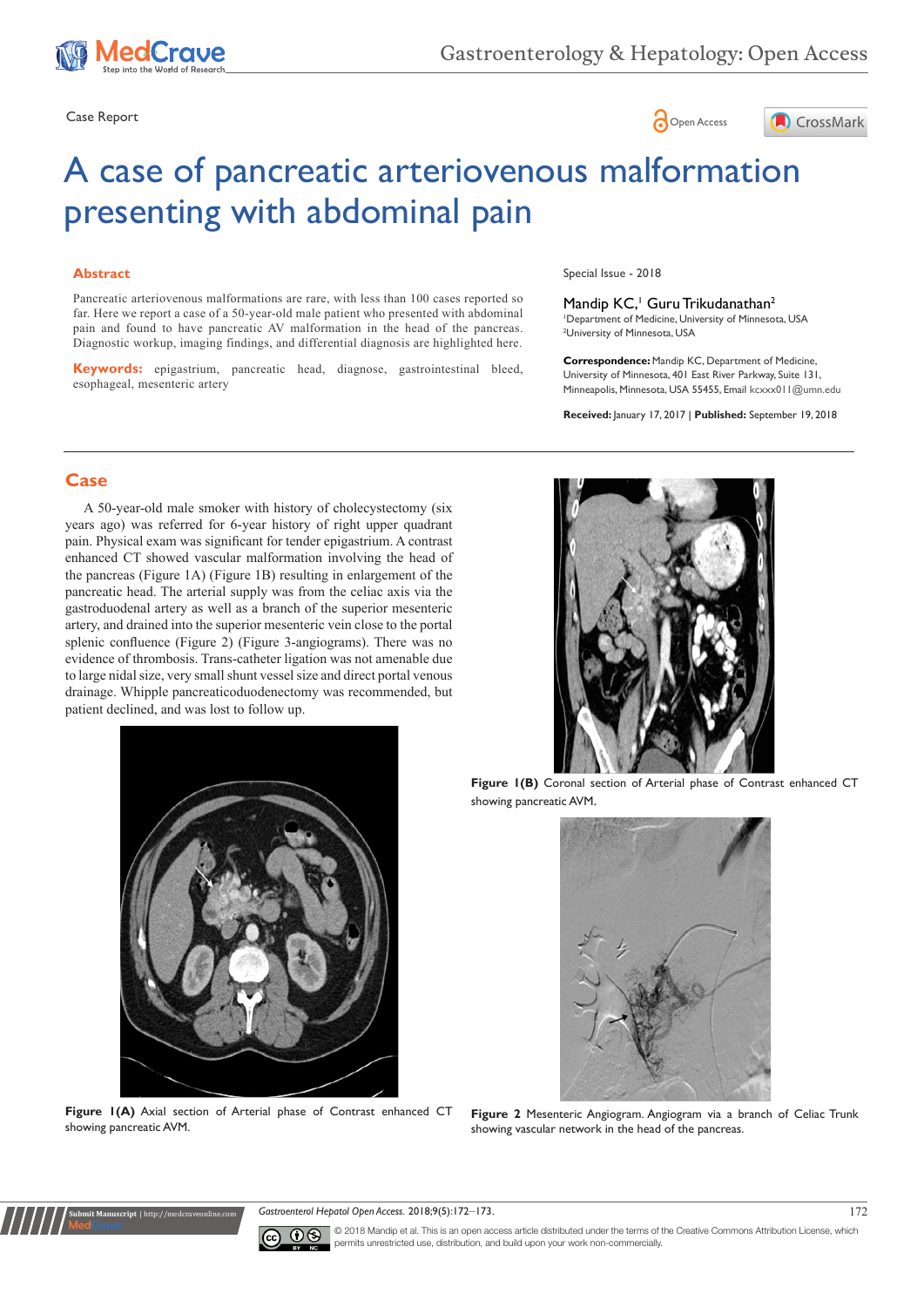Case Report

# A case of pancreatic arteriovenous malformation presenting with abdominal pain

## Abstract

Pancreatic arteriovenous malformations are rare, with less than 100 cases reported so far. Here we report a case of a 50-year-old male patient who presented with abdominal pain and found to have pancreatic AV malformation in the head of the pancreas. Diagnostic workup, imaging findings, and differential diagnosis are highlighted here.

**Keywords:** epigastrium, pancreatic head, diagnose, gastrointestinal bleed, esophageal, mesenteric artery

Special Issue - 2018

Mandip KC,[1] Guru Trikudanathan[2]

[1]Department of Medicine, University of Minnesota, USA
[2]University of Minnesota, USA

**Correspondence:** Mandip KC, Department of Medicine, University of Minnesota, 401 East River Parkway, Suite 131, Minneapolis, Minnesota, USA 55455, Email kcxxx011@umn.edu

**Received:** January 17, 2017 | **Published:** September 19, 2018

## Case

A 50-year-old male smoker with history of cholecystectomy (six years ago) was referred for 6-year history of right upper quadrant pain. Physical exam was significant for tender epigastrium. A contrast enhanced CT showed vascular malformation involving the head of the pancreas (Figure 1A) (Figure 1B) resulting in enlargement of the pancreatic head. The arterial supply was from the celiac axis via the gastroduodenal artery as well as a branch of the superior mesenteric artery, and drained into the superior mesenteric vein close to the portal splenic confluence (Figure 2) (Figure 3-angiograms). There was no evidence of thrombosis. Trans-catheter ligation was not amenable due to large nidal size, very small shunt vessel size and direct portal venous drainage. Whipple pancreaticoduodenectomy was recommended, but patient declined, and was lost to follow up.

**Figure 1(A)** Axial section of Arterial phase of Contrast enhanced CT showing pancreatic AVM.

**Figure 1(B)** Coronal section of Arterial phase of Contrast enhanced CT showing pancreatic AVM.

**Figure 2** Mesenteric Angiogram. Angiogram via a branch of Celiac Trunk showing vascular network in the head of the pancreas.

©2018 Mandip et al. This is an open access article distributed under the terms of the Creative Commons Attribution License, which permits unrestricted use, distribution, and build upon your work non-commercially.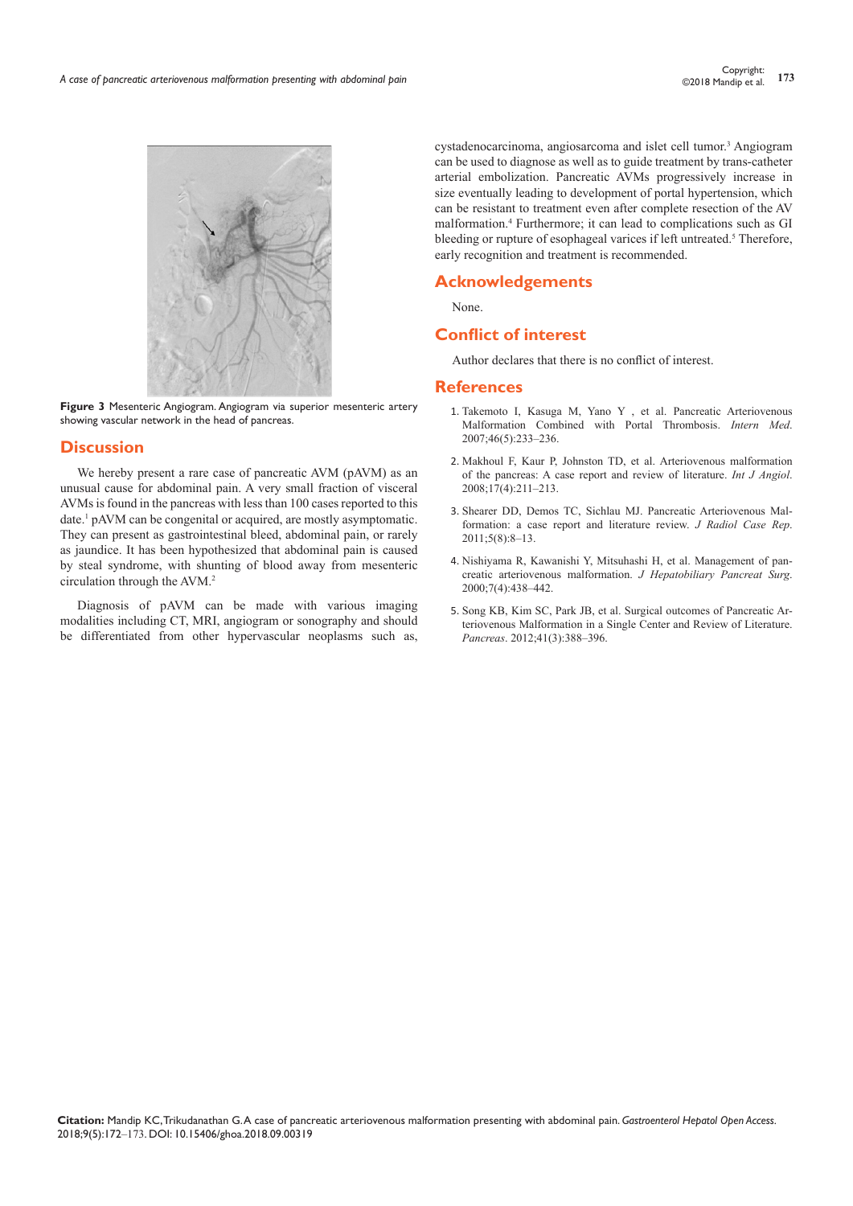**Figure 3** Mesenteric Angiogram. Angiogram via superior mesenteric artery showing vascular network in the head of pancreas.

## Discussion

We hereby present a rare case of pancreatic AVM (pAVM) as an unusual cause for abdominal pain. A very small fraction of visceral AVMs is found in the pancreas with less than 100 cases reported to this date.[1] pAVM can be congenital or acquired, are mostly asymptomatic. They can present as gastrointestinal bleed, abdominal pain, or rarely as jaundice. It has been hypothesized that abdominal pain is caused by steal syndrome, with shunting of blood away from mesenteric circulation through the AVM.[2]

Diagnosis of pAVM can be made with various imaging modalities including CT, MRI, angiogram or sonography and should be differentiated from other hypervascular neoplasms such as, cystadenocarcinoma, angiosarcoma and islet cell tumor.[3] Angiogram can be used to diagnose as well as to guide treatment by trans-catheter arterial embolization. Pancreatic AVMs progressively increase in size eventually leading to development of portal hypertension, which can be resistant to treatment even after complete resection of the AV malformation.[4] Furthermore; it can lead to complications such as GI bleeding or rupture of esophageal varices if left untreated.[5] Therefore, early recognition and treatment is recommended.

## Acknowledgements

None.

## Conflict of interest

Author declares that there is no conflict of interest.

## References

1. Takemoto I, Kasuga M, Yano Y , et al. Pancreatic Arteriovenous Malformation Combined with Portal Thrombosis. *Intern Med*. 2007;46(5):233–236.
2. Makhoul F, Kaur P, Johnston TD, et al. Arteriovenous malformation of the pancreas: A case report and review of literature. *Int J Angiol*. 2008;17(4):211–213.
3. Shearer DD, Demos TC, Sichlau MJ. Pancreatic Arteriovenous Malformation: a case report and literature review. *J Radiol Case Rep*. 2011;5(8):8–13.
4. Nishiyama R, Kawanishi Y, Mitsuhashi H, et al. Management of pancreatic arteriovenous malformation. *J Hepatobiliary Pancreat Surg*. 2000;7(4):438–442.
5. Song KB, Kim SC, Park JB, et al. Surgical outcomes of Pancreatic Arteriovenous Malformation in a Single Center and Review of Literature. *Pancreas*. 2012;41(3):388–396.

**Citation:** Mandip KC, Trikudanathan G. A case of pancreatic arteriovenous malformation presenting with abdominal pain. *Gastroenterol Hepatol Open Access*. 2018;9(5):172–173. DOI: 10.15406/ghoa.2018.09.00319